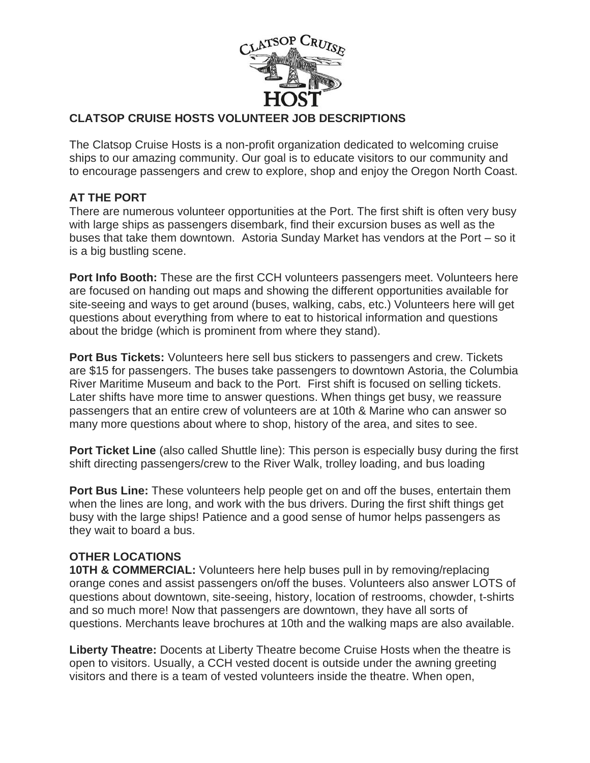# CLATSOP CRUISE HOSTS VOLUNTEER JOB DESCRIPTIONS

The Clatsop Cruise Hosts is a non-profit organization dedicated to welcoming cruise ships to our amazing community. Our goal is to educate visitors to our community and to encourage passengers and crew to explore, shop and enjoy the Oregon North Coast.

## AT THE PORT

There are numerous volunteer opportunities at the Port. The first shift is often very busy with large ships as passengers disembark, find their excursion buses as well as the buses that take them downtown. Astoria Sunday Market has vendors at the Port – so it is a big bustling scene.

**Port Info Booth:** These are the first CCH volunteers passengers meet. Volunteers here are focused on handing out maps and showing the different opportunities available for site-seeing and ways to get around (buses, walking, cabs, etc.) Volunteers here will get questions about everything from where to eat to historical information and questions about the bridge (which is prominent from where they stand).

**Port Bus Tickets:** Volunteers here sell bus stickers to passengers and crew. Tickets are $15 for passengers. The buses take passengers to downtown Astoria, the Columbia River Maritime Museum and back to the Port. First shift is focused on selling tickets. Later shifts have more time to answer questions. When things get busy, we reassure passengers that an entire crew of volunteers are at 10th & Marine who can answer so many more questions about where to shop, history of the area, and sites to see.

**Port Ticket Line** (also called Shuttle line): This person is especially busy during the first shift directing passengers/crew to the River Walk, trolley loading, and bus loading

**Port Bus Line:** These volunteers help people get on and off the buses, entertain them when the lines are long, and work with the bus drivers. During the first shift things get busy with the large ships! Patience and a good sense of humor helps passengers as they wait to board a bus.

## OTHER LOCATIONS

**10TH & COMMERCIAL:** Volunteers here help buses pull in by removing/replacing orange cones and assist passengers on/off the buses. Volunteers also answer LOTS of questions about downtown, site-seeing, history, location of restrooms, chowder, t-shirts and so much more! Now that passengers are downtown, they have all sorts of questions. Merchants leave brochures at 10th and the walking maps are also available.

**Liberty Theatre:** Docents at Liberty Theatre become Cruise Hosts when the theatre is open to visitors. Usually, a CCH vested docent is outside under the awning greeting visitors and there is a team of vested volunteers inside the theatre. When open,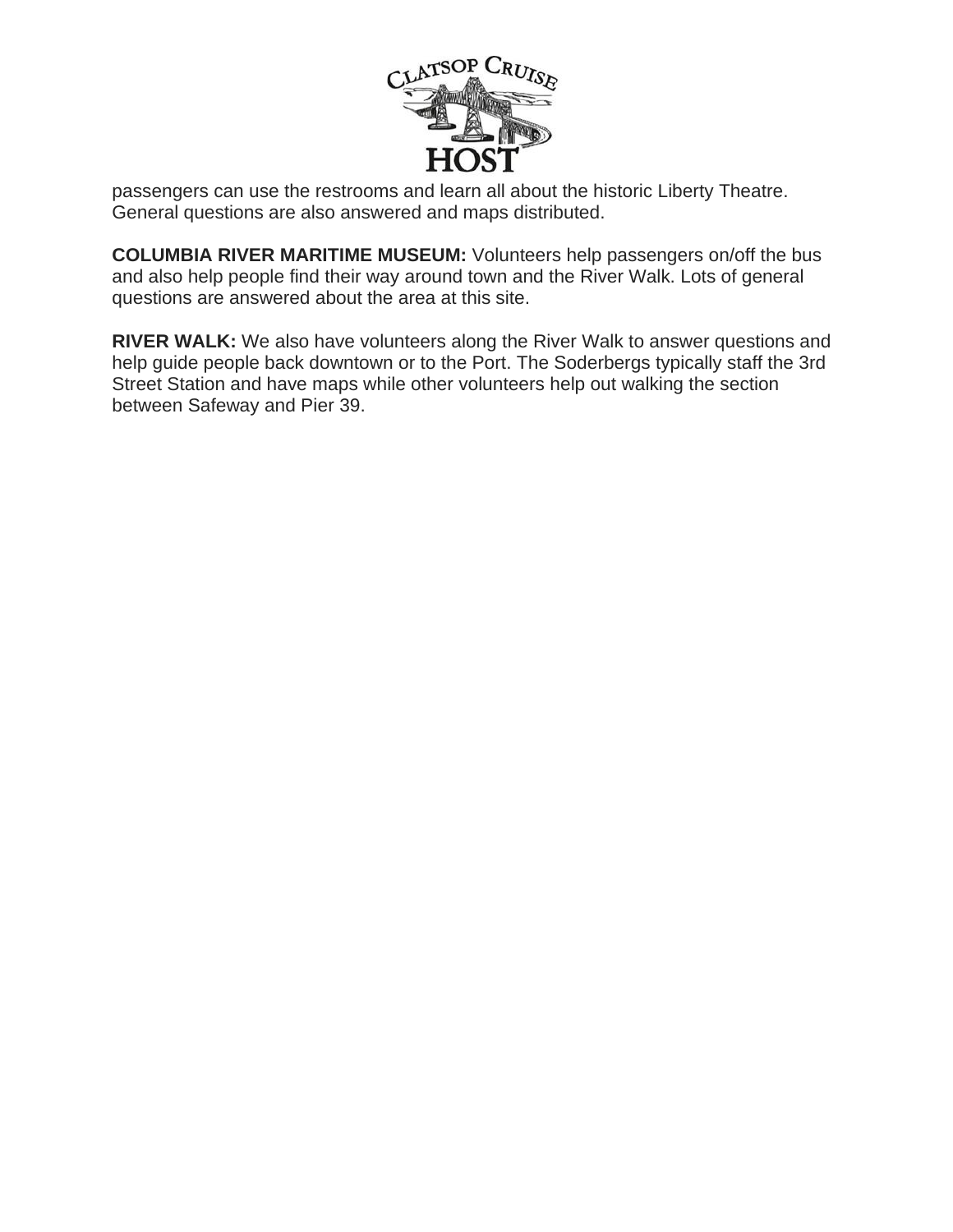passengers can use the restrooms and learn all about the historic Liberty Theatre. General questions are also answered and maps distributed.

**COLUMBIA RIVER MARITIME MUSEUM:** Volunteers help passengers on/off the bus and also help people find their way around town and the River Walk. Lots of general questions are answered about the area at this site.

**RIVER WALK:** We also have volunteers along the River Walk to answer questions and help guide people back downtown or to the Port. The Soderbergs typically staff the 3rd Street Station and have maps while other volunteers help out walking the section between Safeway and Pier 39.